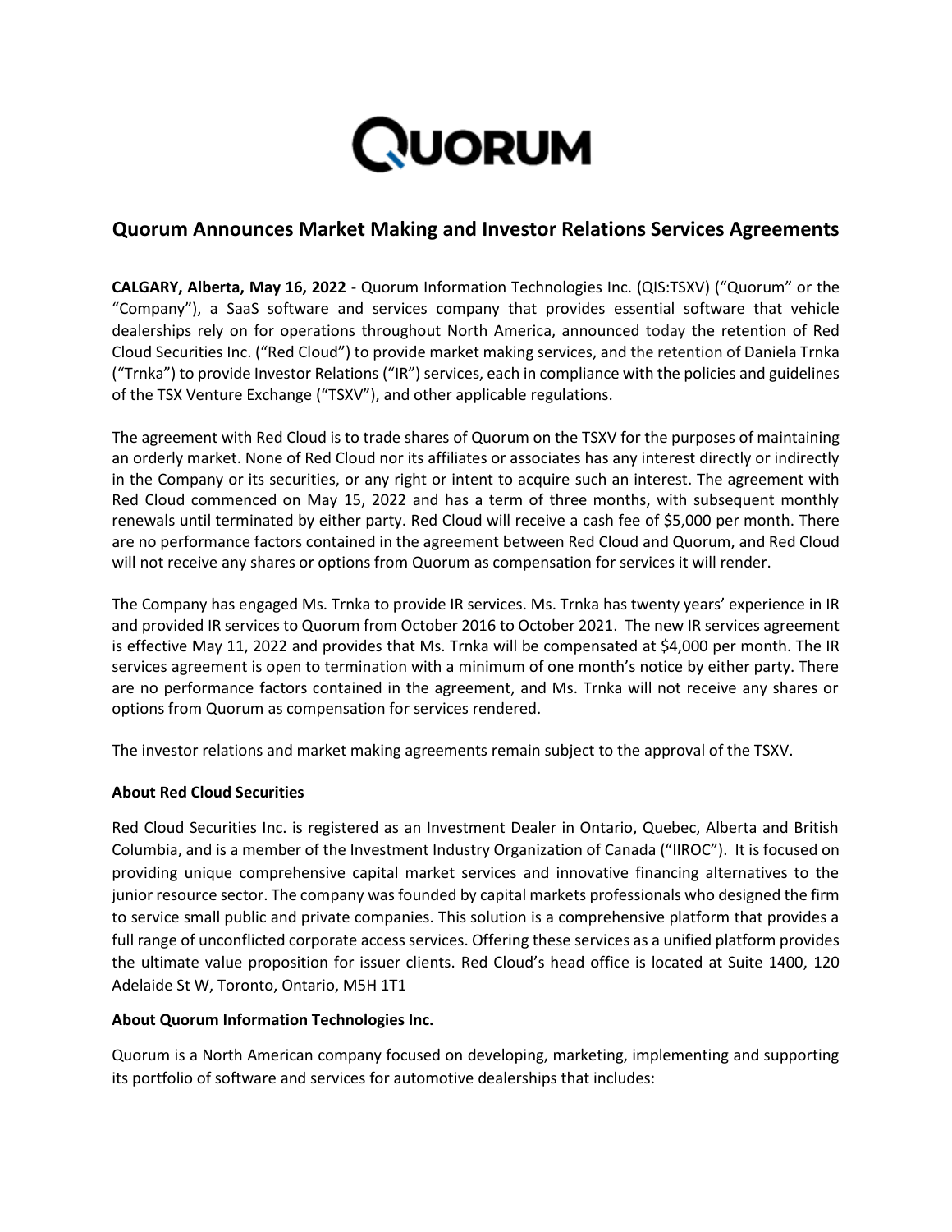QUORUM

# Quorum Announces Market Making and Investor Relations Services Agreements

**CALGARY, Alberta, May 16, 2022** - Quorum Information Technologies Inc. (QIS:TSXV) ("Quorum" or the "Company"), a SaaS software and services company that provides essential software that vehicle dealerships rely on for operations throughout North America, announced today the retention of Red Cloud Securities Inc. ("Red Cloud") to provide market making services, and the retention of Daniela Trnka ("Trnka") to provide Investor Relations ("IR") services, each in compliance with the policies and guidelines of the TSX Venture Exchange ("TSXV"), and other applicable regulations.

The agreement with Red Cloud is to trade shares of Quorum on the TSXV for the purposes of maintaining an orderly market. None of Red Cloud nor its affiliates or associates has any interest directly or indirectly in the Company or its securities, or any right or intent to acquire such an interest. The agreement with Red Cloud commenced on May 15, 2022 and has a term of three months, with subsequent monthly renewals until terminated by either party. Red Cloud will receive a cash fee of $5,000 per month. There are no performance factors contained in the agreement between Red Cloud and Quorum, and Red Cloud will not receive any shares or options from Quorum as compensation for services it will render.

The Company has engaged Ms. Trnka to provide IR services. Ms. Trnka has twenty years' experience in IR and provided IR services to Quorum from October 2016 to October 2021. The new IR services agreement is effective May 11, 2022 and provides that Ms. Trnka will be compensated at $4,000 per month. The IR services agreement is open to termination with a minimum of one month's notice by either party. There are no performance factors contained in the agreement, and Ms. Trnka will not receive any shares or options from Quorum as compensation for services rendered.

The investor relations and market making agreements remain subject to the approval of the TSXV.

**About Red Cloud Securities**

Red Cloud Securities Inc. is registered as an Investment Dealer in Ontario, Quebec, Alberta and British Columbia, and is a member of the Investment Industry Organization of Canada ("IIROC"). It is focused on providing unique comprehensive capital market services and innovative financing alternatives to the junior resource sector. The company was founded by capital markets professionals who designed the firm to service small public and private companies. This solution is a comprehensive platform that provides a full range of unconflicted corporate access services. Offering these services as a unified platform provides the ultimate value proposition for issuer clients. Red Cloud's head office is located at Suite 1400, 120 Adelaide St W, Toronto, Ontario, M5H 1T1

**About Quorum Information Technologies Inc.**

Quorum is a North American company focused on developing, marketing, implementing and supporting its portfolio of software and services for automotive dealerships that includes: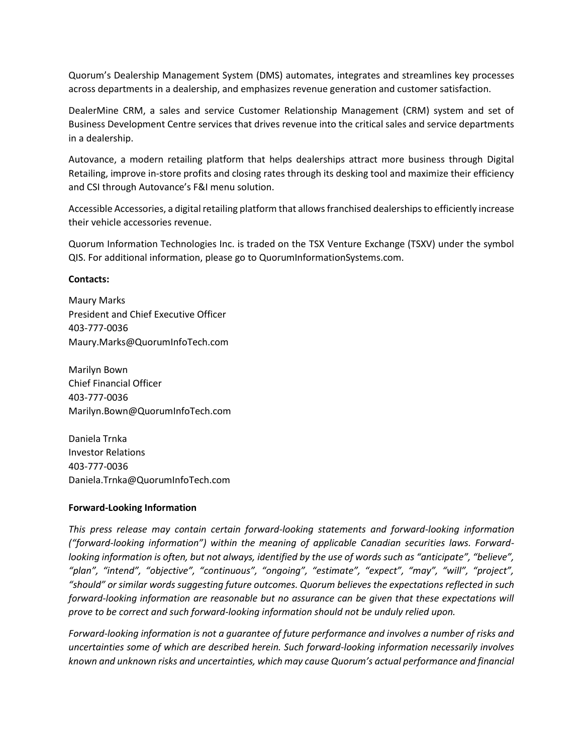Quorum's Dealership Management System (DMS) automates, integrates and streamlines key processes across departments in a dealership, and emphasizes revenue generation and customer satisfaction.

DealerMine CRM, a sales and service Customer Relationship Management (CRM) system and set of Business Development Centre services that drives revenue into the critical sales and service departments in a dealership.

Autovance, a modern retailing platform that helps dealerships attract more business through Digital Retailing, improve in-store profits and closing rates through its desking tool and maximize their efficiency and CSI through Autovance's F&I menu solution.

Accessible Accessories, a digital retailing platform that allows franchised dealerships to efficiently increase their vehicle accessories revenue.

Quorum Information Technologies Inc. is traded on the TSX Venture Exchange (TSXV) under the symbol QIS. For additional information, please go to QuorumInformationSystems.com.

**Contacts:**

Maury Marks
President and Chief Executive Officer
403-777-0036
Maury.Marks@QuorumInfoTech.com

Marilyn Bown
Chief Financial Officer
403-777-0036
Marilyn.Bown@QuorumInfoTech.com

Daniela Trnka
Investor Relations
403-777-0036
Daniela.Trnka@QuorumInfoTech.com

**Forward-Looking Information**

*This press release may contain certain forward-looking statements and forward-looking information ("forward-looking information") within the meaning of applicable Canadian securities laws. Forward-looking information is often, but not always, identified by the use of words such as "anticipate", "believe", "plan", "intend", "objective", "continuous", "ongoing", "estimate", "expect", "may", "will", "project", "should" or similar words suggesting future outcomes. Quorum believes the expectations reflected in such forward-looking information are reasonable but no assurance can be given that these expectations will prove to be correct and such forward-looking information should not be unduly relied upon.*

*Forward-looking information is not a guarantee of future performance and involves a number of risks and uncertainties some of which are described herein. Such forward-looking information necessarily involves known and unknown risks and uncertainties, which may cause Quorum's actual performance and financial*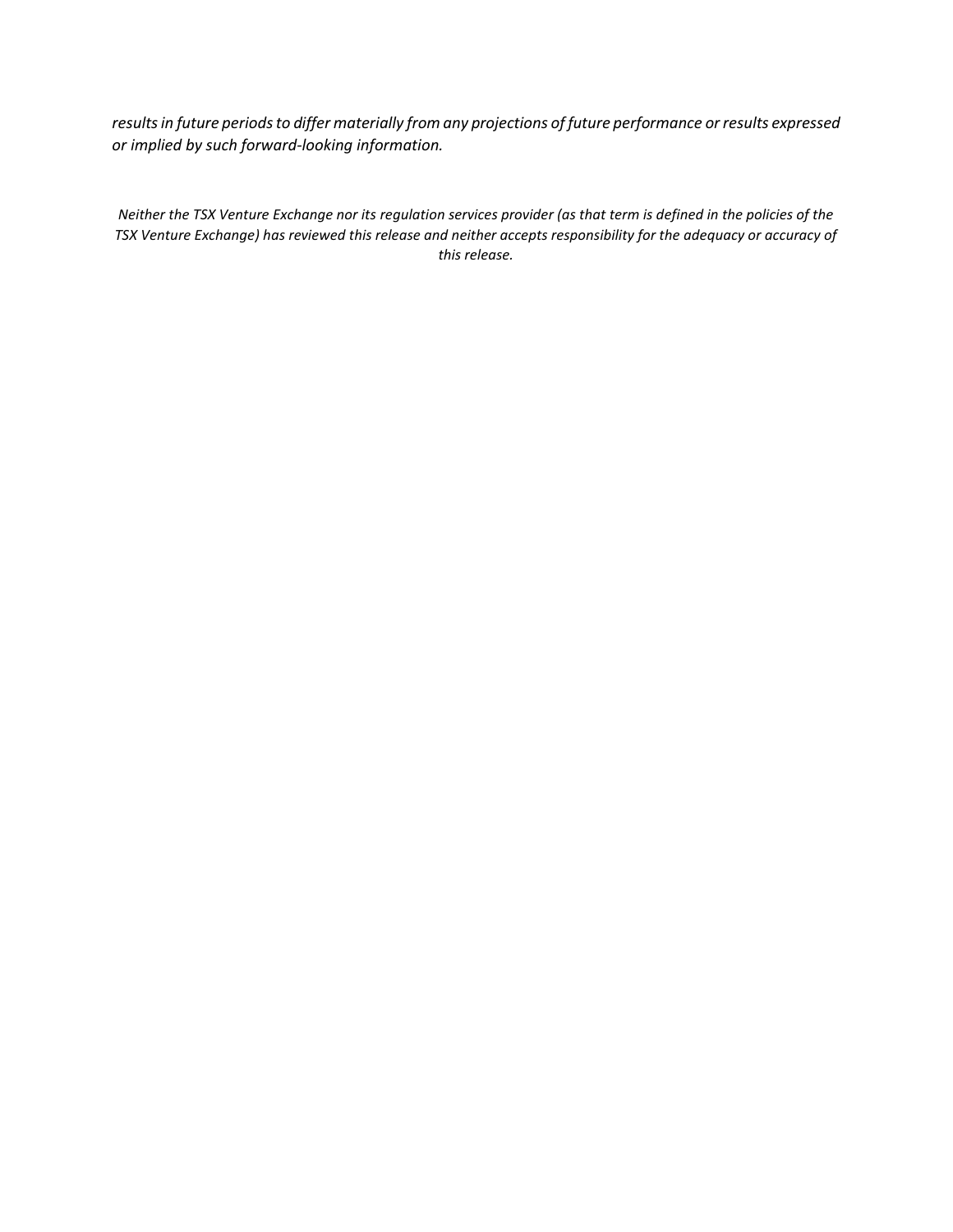*results in future periods to differ materially from any projections of future performance or results expressed or implied by such forward-looking information.*

*Neither the TSX Venture Exchange nor its regulation services provider (as that term is defined in the policies of the TSX Venture Exchange) has reviewed this release and neither accepts responsibility for the adequacy or accuracy of this release.*